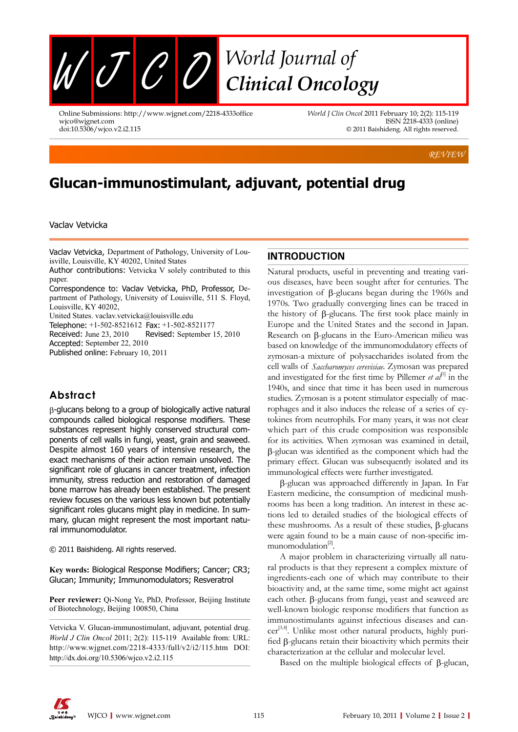# Glucan-immunostimulant, adjuvant, potential drug

Vaclav Vetvicka

Vaclav Vetvicka, Department of Pathology, University of Louisville, Louisville, KY 40202, United States

Author contributions: Vetvicka V solely contributed to this paper.

Correspondence to: Vaclav Vetvicka, PhD, Professor, Department of Pathology, University of Louisville, 511 S. Floyd, Louisville, KY 40202, United States. vaclav.vetvicka@louisville.edu

Telephone: +1-502-8521612 Fax: +1-502-8521177

Received: June 23, 2010 Revised: September 15, 2010

Accepted: September 22, 2010

Published online: February 10, 2011

## Abstract

β-glucans belong to a group of biologically active natural compounds called biological response modifiers. These substances represent highly conserved structural components of cell walls in fungi, yeast, grain and seaweed. Despite almost 160 years of intensive research, the exact mechanisms of their action remain unsolved. The significant role of glucans in cancer treatment, infection immunity, stress reduction and restoration of damaged bone marrow has already been established. The present review focuses on the various less known but potentially significant roles glucans might play in medicine. In summary, glucan might represent the most important natural immunomodulator.

© 2011 Baishideng. All rights reserved.

**Key words:** Biological Response Modifiers; Cancer; CR3; Glucan; Immunity; Immunomodulators; Resveratrol

**Peer reviewer:** Qi-Nong Ye, PhD, Professor, Beijing Institute of Biotechnology, Beijing 100850, China

Vetvicka V. Glucan-immunostimulant, adjuvant, potential drug. *World J Clin Oncol* 2011; 2(2): 115-119 Available from: URL: http://www.wjgnet.com/2218-4333/full/v2/i2/115.htm DOI: http://dx.doi.org/10.5306/wjco.v2.i2.115

## INTRODUCTION

Natural products, useful in preventing and treating various diseases, have been sought after for centuries. The investigation of β-glucans began during the 1960s and 1970s. Two gradually converging lines can be traced in the history of β-glucans. The first took place mainly in Europe and the United States and the second in Japan. Research on β-glucans in the Euro-American milieu was based on knowledge of the immunomodulatory effects of zymosan-a mixture of polysaccharides isolated from the cell walls of *Saccharomyces cerevisiae*. Zymosan was prepared and investigated for the first time by Pillemer *et al*[1] in the 1940s, and since that time it has been used in numerous studies. Zymosan is a potent stimulator especially of macrophages and it also induces the release of a series of cytokines from neutrophils. For many years, it was not clear which part of this crude composition was responsible for its activities. When zymosan was examined in detail, β-glucan was identified as the component which had the primary effect. Glucan was subsequently isolated and its immunological effects were further investigated.

β-glucan was approached differently in Japan. In Far Eastern medicine, the consumption of medicinal mushrooms has been a long tradition. An interest in these actions led to detailed studies of the biological effects of these mushrooms. As a result of these studies, β-glucans were again found to be a main cause of non-specific immunomodulation[2].

A major problem in characterizing virtually all natural products is that they represent a complex mixture of ingredients-each one of which may contribute to their bioactivity and, at the same time, some might act against each other. β-glucans from fungi, yeast and seaweed are well-known biologic response modifiers that function as immunostimulants against infectious diseases and cancer[3,4]. Unlike most other natural products, highly purified β-glucans retain their bioactivity which permits their characterization at the cellular and molecular level.

Based on the multiple biological effects of β-glucan,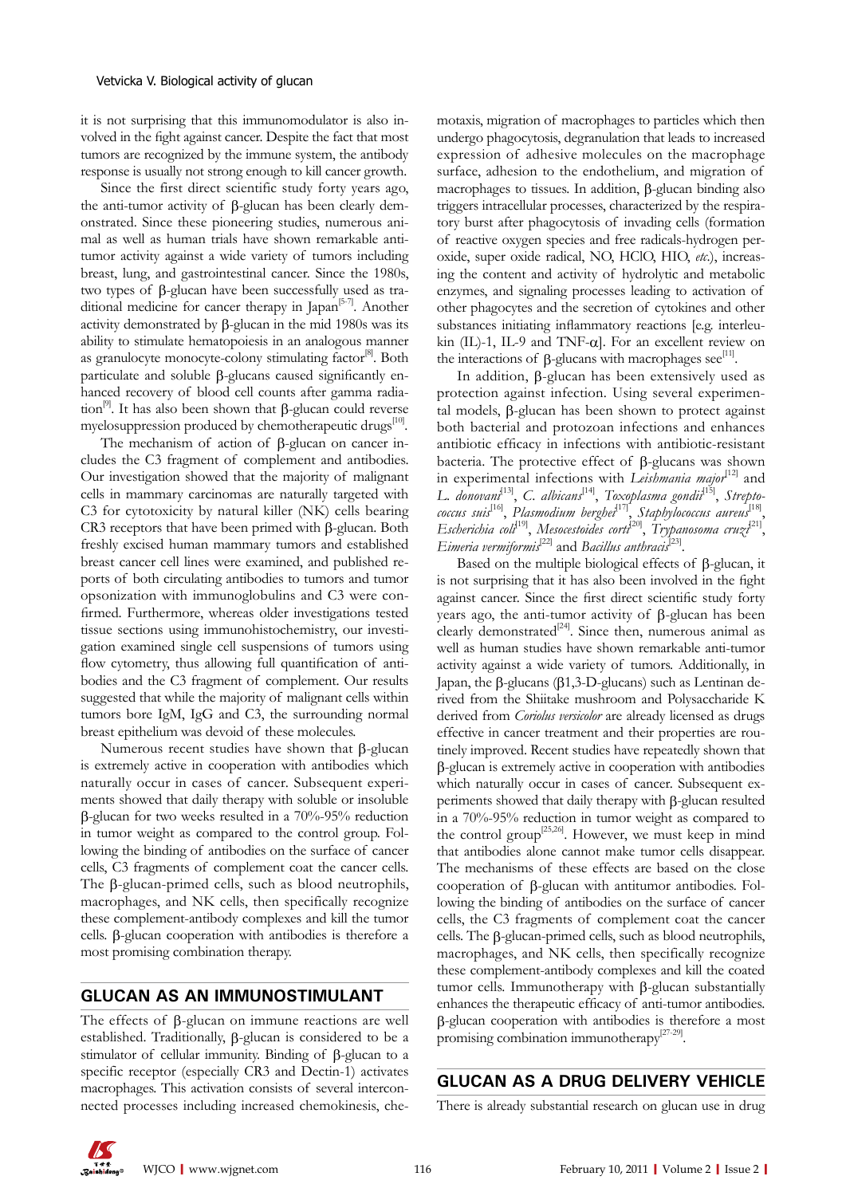it is not surprising that this immunomodulator is also involved in the fight against cancer. Despite the fact that most tumors are recognized by the immune system, the antibody response is usually not strong enough to kill cancer growth.

Since the first direct scientific study forty years ago, the anti-tumor activity of β-glucan has been clearly demonstrated. Since these pioneering studies, numerous animal as well as human trials have shown remarkable anti-tumor activity against a wide variety of tumors including breast, lung, and gastrointestinal cancer. Since the 1980s, two types of β-glucan have been successfully used as traditional medicine for cancer therapy in Japan[5-7]. Another activity demonstrated by β-glucan in the mid 1980s was its ability to stimulate hematopoiesis in an analogous manner as granulocyte monocyte-colony stimulating factor[8]. Both particulate and soluble β-glucans caused significantly enhanced recovery of blood cell counts after gamma radiation[9]. It has also been shown that β-glucan could reverse myelosuppression produced by chemotherapeutic drugs[10].

The mechanism of action of β-glucan on cancer includes the C3 fragment of complement and antibodies. Our investigation showed that the majority of malignant cells in mammary carcinomas are naturally targeted with C3 for cytotoxicity by natural killer (NK) cells bearing CR3 receptors that have been primed with β-glucan. Both freshly excised human mammary tumors and established breast cancer cell lines were examined, and published reports of both circulating antibodies to tumors and tumor opsonization with immunoglobulins and C3 were confirmed. Furthermore, whereas older investigations tested tissue sections using immunohistochemistry, our investigation examined single cell suspensions of tumors using flow cytometry, thus allowing full quantification of antibodies and the C3 fragment of complement. Our results suggested that while the majority of malignant cells within tumors bore IgM, IgG and C3, the surrounding normal breast epithelium was devoid of these molecules.

Numerous recent studies have shown that β-glucan is extremely active in cooperation with antibodies which naturally occur in cases of cancer. Subsequent experiments showed that daily therapy with soluble or insoluble β-glucan for two weeks resulted in a 70%-95% reduction in tumor weight as compared to the control group. Following the binding of antibodies on the surface of cancer cells, C3 fragments of complement coat the cancer cells. The β-glucan-primed cells, such as blood neutrophils, macrophages, and NK cells, then specifically recognize these complement-antibody complexes and kill the tumor cells. β-glucan cooperation with antibodies is therefore a most promising combination therapy.

## GLUCAN AS AN IMMUNOSTIMULANT

The effects of β-glucan on immune reactions are well established. Traditionally, β-glucan is considered to be a stimulator of cellular immunity. Binding of β-glucan to a specific receptor (especially CR3 and Dectin-1) activates macrophages. This activation consists of several interconnected processes including increased chemokinesis, chemotaxis, migration of macrophages to particles which then undergo phagocytosis, degranulation that leads to increased expression of adhesive molecules on the macrophage surface, adhesion to the endothelium, and migration of macrophages to tissues. In addition, β-glucan binding also triggers intracellular processes, characterized by the respiratory burst after phagocytosis of invading cells (formation of reactive oxygen species and free radicals-hydrogen peroxide, super oxide radical, NO, HClO, HIO, *etc.*), increasing the content and activity of hydrolytic and metabolic enzymes, and signaling processes leading to activation of other phagocytes and the secretion of cytokines and other substances initiating inflammatory reactions [e.g. interleukin (IL)-1, IL-9 and TNF-α]. For an excellent review on the interactions of β-glucans with macrophages see[11].

In addition, β-glucan has been extensively used as protection against infection. Using several experimental models, β-glucan has been shown to protect against both bacterial and protozoan infections and enhances antibiotic efficacy in infections with antibiotic-resistant bacteria. The protective effect of β-glucans was shown in experimental infections with *Leishmania major*[12] and *L. donovani*[13], *C. albicans*[14], *Toxoplasma gondii*[15], *Streptococcus suis*[16], *Plasmodium berghei*[17], *Staphylococcus aureus*[18], *Escherichia coli*[19], *Mesocestoides corti*[20], *Trypanosoma cruzi*[21], *Eimeria vermiformis*[22] and *Bacillus anthracis*[23].

Based on the multiple biological effects of β-glucan, it is not surprising that it has also been involved in the fight against cancer. Since the first direct scientific study forty years ago, the anti-tumor activity of β-glucan has been clearly demonstrated[24]. Since then, numerous animal as well as human studies have shown remarkable anti-tumor activity against a wide variety of tumors. Additionally, in Japan, the β-glucans (β1,3-D-glucans) such as Lentinan derived from the Shiitake mushroom and Polysaccharide K derived from *Coriolus versicolor* are already licensed as drugs effective in cancer treatment and their properties are routinely improved. Recent studies have repeatedly shown that β-glucan is extremely active in cooperation with antibodies which naturally occur in cases of cancer. Subsequent experiments showed that daily therapy with β-glucan resulted in a 70%-95% reduction in tumor weight as compared to the control group[25,26]. However, we must keep in mind that antibodies alone cannot make tumor cells disappear. The mechanisms of these effects are based on the close cooperation of β-glucan with antitumor antibodies. Following the binding of antibodies on the surface of cancer cells, the C3 fragments of complement coat the cancer cells. The β-glucan-primed cells, such as blood neutrophils, macrophages, and NK cells, then specifically recognize these complement-antibody complexes and kill the coated tumor cells. Immunotherapy with β-glucan substantially enhances the therapeutic efficacy of anti-tumor antibodies. β-glucan cooperation with antibodies is therefore a most promising combination immunotherapy[27-29].

## GLUCAN AS A DRUG DELIVERY VEHICLE

There is already substantial research on glucan use in drug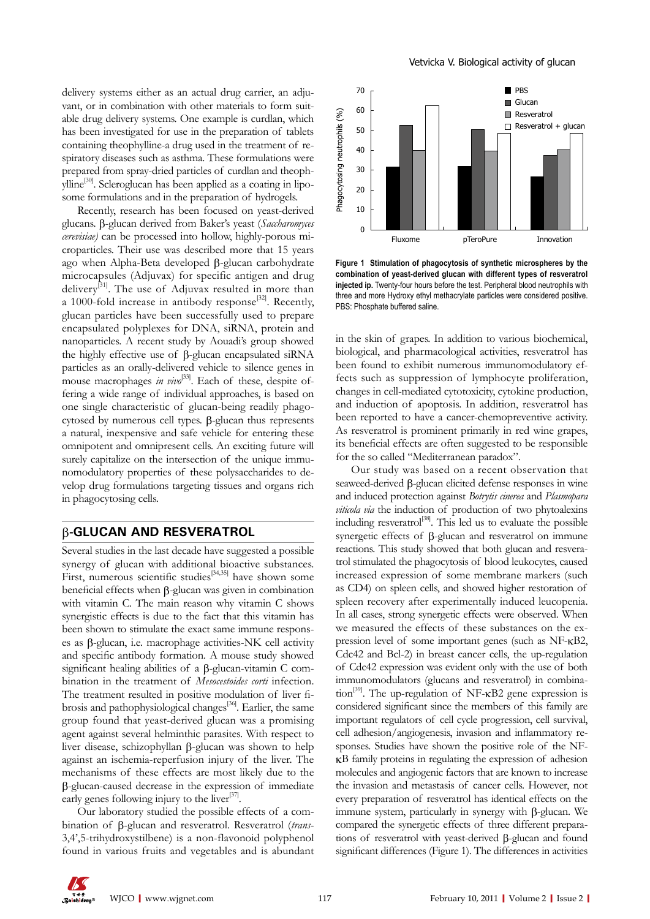delivery systems either as an actual drug carrier, an adjuvant, or in combination with other materials to form suitable drug delivery systems. One example is curdlan, which has been investigated for use in the preparation of tablets containing theophylline-a drug used in the treatment of respiratory diseases such as asthma. These formulations were prepared from spray-dried particles of curdlan and theophylline[30]. Scleroglucan has been applied as a coating in liposome formulations and in the preparation of hydrogels.

Recently, research has been focused on yeast-derived glucans. β-glucan derived from Baker's yeast (*Saccharomyces cerevisiae)* can be processed into hollow, highly-porous microparticles. Their use was described more that 15 years ago when Alpha-Beta developed β-glucan carbohydrate microcapsules (Adjuvax) for specific antigen and drug delivery[31]. The use of Adjuvax resulted in more than a 1000-fold increase in antibody response[32]. Recently, glucan particles have been successfully used to prepare encapsulated polyplexes for DNA, siRNA, protein and nanoparticles. A recent study by Aouadi's group showed the highly effective use of β-glucan encapsulated siRNA particles as an orally-delivered vehicle to silence genes in mouse macrophages *in vivo*[33]. Each of these, despite offering a wide range of individual approaches, is based on one single characteristic of glucan-being readily phagocytosed by numerous cell types. β-glucan thus represents a natural, inexpensive and safe vehicle for entering these omnipotent and omnipresent cells. An exciting future will surely capitalize on the intersection of the unique immunomodulatory properties of these polysaccharides to develop drug formulations targeting tissues and organs rich in phagocytosing cells.

## β-GLUCAN AND RESVERATROL

Several studies in the last decade have suggested a possible synergy of glucan with additional bioactive substances. First, numerous scientific studies[34,35] have shown some beneficial effects when β-glucan was given in combination with vitamin C. The main reason why vitamin C shows synergistic effects is due to the fact that this vitamin has been shown to stimulate the exact same immune responses as β-glucan, i.e. macrophage activities-NK cell activity and specific antibody formation. A mouse study showed significant healing abilities of a β-glucan-vitamin C combination in the treatment of *Mesocestoides corti* infection. The treatment resulted in positive modulation of liver fibrosis and pathophysiological changes[36]. Earlier, the same group found that yeast-derived glucan was a promising agent against several helminthic parasites. With respect to liver disease, schizophyllan β-glucan was shown to help against an ischemia-reperfusion injury of the liver. The mechanisms of these effects are most likely due to the β-glucan-caused decrease in the expression of immediate early genes following injury to the liver[37].

Our laboratory studied the possible effects of a combination of β-glucan and resveratrol. Resveratrol (*trans*-3,4',5-trihydroxystilbene) is a non-flavonoid polyphenol found in various fruits and vegetables and is abundant in the skin of grapes. In addition to various biochemical, biological, and pharmacological activities, resveratrol has been found to exhibit numerous immunomodulatory effects such as suppression of lymphocyte proliferation, changes in cell-mediated cytotoxicity, cytokine production, and induction of apoptosis. In addition, resveratrol has been reported to have a cancer-chemopreventive activity. As resveratrol is prominent primarily in red wine grapes, its beneficial effects are often suggested to be responsible for the so called "Mediterranean paradox".

Our study was based on a recent observation that seaweed-derived β-glucan elicited defense responses in wine and induced protection against *Botrytis cinerea* and *Plasmopara viticola via* the induction of production of two phytoalexins including resveratrol[38]. This led us to evaluate the possible synergetic effects of β-glucan and resveratrol on immune reactions. This study showed that both glucan and resveratrol stimulated the phagocytosis of blood leukocytes, caused increased expression of some membrane markers (such as CD4) on spleen cells, and showed higher restoration of spleen recovery after experimentally induced leucopenia. In all cases, strong synergetic effects were observed. When we measured the effects of these substances on the expression level of some important genes (such as NF-κB2, Cdc42 and Bcl-2) in breast cancer cells, the up-regulation of Cdc42 expression was evident only with the use of both immunomodulators (glucans and resveratrol) in combination[39]. The up-regulation of NF-κB2 gene expression is considered significant since the members of this family are important regulators of cell cycle progression, cell survival, cell adhesion/angiogenesis, invasion and inflammatory responses. Studies have shown the positive role of the NF-κB family proteins in regulating the expression of adhesion molecules and angiogenic factors that are known to increase the invasion and metastasis of cancer cells. However, not every preparation of resveratrol has identical effects on the immune system, particularly in synergy with β-glucan. We compared the synergetic effects of three different preparations of resveratrol with yeast-derived β-glucan and found significant differences (Figure 1). The differences in activities

Phagocytosing neutrophils (%)
70
60
50
40
30
20
10
0
Fluxome
pTeroPure
Innovation
PBS
Glucan
Resveratrol
Resveratrol + glucan

**Figure 1 Stimulation of phagocytosis of synthetic microspheres by the combination of yeast-derived glucan with different types of resveratrol injected ip.** Twenty-four hours before the test. Peripheral blood neutrophils with three and more Hydroxy ethyl methacrylate particles were considered positive. PBS: Phosphate buffered saline.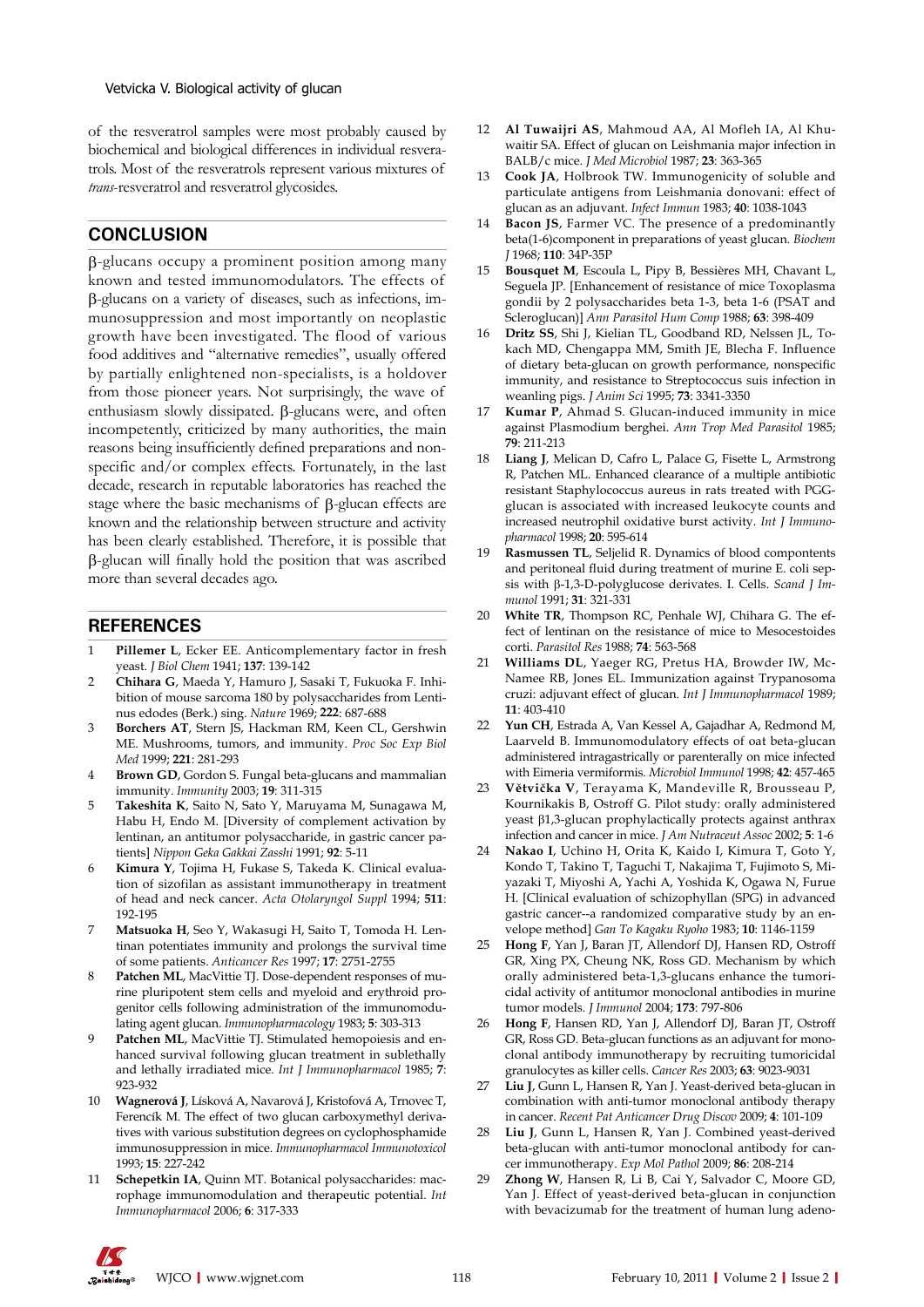of the resveratrol samples were most probably caused by biochemical and biological differences in individual resveratrols. Most of the resveratrols represent various mixtures of *trans*-resveratrol and resveratrol glycosides.

## CONCLUSION

β-glucans occupy a prominent position among many known and tested immunomodulators. The effects of β-glucans on a variety of diseases, such as infections, immunosuppression and most importantly on neoplastic growth have been investigated. The flood of various food additives and "alternative remedies", usually offered by partially enlightened non-specialists, is a holdover from those pioneer years. Not surprisingly, the wave of enthusiasm slowly dissipated. β-glucans were, and often incompetently, criticized by many authorities, the main reasons being insufficiently defined preparations and nonspecific and/or complex effects. Fortunately, in the last decade, research in reputable laboratories has reached the stage where the basic mechanisms of β-glucan effects are known and the relationship between structure and activity has been clearly established. Therefore, it is possible that β-glucan will finally hold the position that was ascribed more than several decades ago.

## REFERENCES

1. **Pillemer L**, Ecker EE. Anticomplementary factor in fresh yeast. *J Biol Chem* 1941; **137**: 139-142
2. **Chihara G**, Maeda Y, Hamuro J, Sasaki T, Fukuoka F. Inhibition of mouse sarcoma 180 by polysaccharides from Lentinus edodes (Berk.) sing. *Nature* 1969; **222**: 687-688
3. **Borchers AT**, Stern JS, Hackman RM, Keen CL, Gershwin ME. Mushrooms, tumors, and immunity. *Proc Soc Exp Biol Med* 1999; **221**: 281-293
4. **Brown GD**, Gordon S. Fungal beta-glucans and mammalian immunity. *Immunity* 2003; **19**: 311-315
5. **Takeshita K**, Saito N, Sato Y, Maruyama M, Sunagawa M, Habu H, Endo M. [Diversity of complement activation by lentinan, an antitumor polysaccharide, in gastric cancer patients] *Nippon Geka Gakkai Zasshi* 1991; **92**: 5-11
6. **Kimura Y**, Tojima H, Fukase S, Takeda K. Clinical evaluation of sizofilan as assistant immunotherapy in treatment of head and neck cancer. *Acta Otolaryngol Suppl* 1994; **511**: 192-195
7. **Matsuoka H**, Seo Y, Wakasugi H, Saito T, Tomoda H. Lentinan potentiates immunity and prolongs the survival time of some patients. *Anticancer Res* 1997; **17**: 2751-2755
8. **Patchen ML**, MacVittie TJ. Dose-dependent responses of murine pluripotent stem cells and myeloid and erythroid progenitor cells following administration of the immunomodulating agent glucan. *Immunopharmacology* 1983; **5**: 303-313
9. **Patchen ML**, MacVittie TJ. Stimulated hemopoiesis and enhanced survival following glucan treatment in sublethally and lethally irradiated mice. *Int J Immunopharmacol* 1985; **7**: 923-932
10. **Wagnerová J**, Lísková A, Navarová J, Kristofová A, Trnovec T, Ferencík M. The effect of two glucan carboxymethyl derivatives with various substitution degrees on cyclophosphamide immunosuppression in mice. *Immunopharmacol Immunotoxicol* 1993; **15**: 227-242
11. **Schepetkin IA**, Quinn MT. Botanical polysaccharides: macrophage immunomodulation and therapeutic potential. *Int Immunopharmacol* 2006; **6**: 317-333
12. **Al Tuwaijri AS**, Mahmoud AA, Al Mofleh IA, Al Khuwaitir SA. Effect of glucan on Leishmania major infection in BALB/c mice. *J Med Microbiol* 1987; **23**: 363-365
13. **Cook JA**, Holbrook TW. Immunogenicity of soluble and particulate antigens from Leishmania donovani: effect of glucan as an adjuvant. *Infect Immun* 1983; **40**: 1038-1043
14. **Bacon JS**, Farmer VC. The presence of a predominantly beta(1-6)component in preparations of yeast glucan. *Biochem J* 1968; **110**: 34P-35P
15. **Bousquet M**, Escoula L, Pipy B, Bessières MH, Chavant L, Seguela JP. [Enhancement of resistance of mice Toxoplasma gondii by 2 polysaccharides beta 1-3, beta 1-6 (PSAT and Scleroglucan)] *Ann Parasitol Hum Comp* 1988; **63**: 398-409
16. **Dritz SS**, Shi J, Kielian TL, Goodband RD, Nelssen JL, Tokach MD, Chengappa MM, Smith JE, Blecha F. Influence of dietary beta-glucan on growth performance, nonspecific immunity, and resistance to Streptococcus suis infection in weanling pigs. *J Anim Sci* 1995; **73**: 3341-3350
17. **Kumar P**, Ahmad S. Glucan-induced immunity in mice against Plasmodium berghei. *Ann Trop Med Parasitol* 1985; **79**: 211-213
18. **Liang J**, Melican D, Cafro L, Palace G, Fisette L, Armstrong R, Patchen ML. Enhanced clearance of a multiple antibiotic resistant Staphylococcus aureus in rats treated with PGG-glucan is associated with increased leukocyte counts and increased neutrophil oxidative burst activity. *Int J Immunopharmacol* 1998; **20**: 595-614
19. **Rasmussen TL**, Seljelid R. Dynamics of blood compontents and peritoneal fluid during treatment of murine E. coli sepsis with β-1,3-D-polyglucose derivates. I. Cells. *Scand J Immunol* 1991; **31**: 321-331
20. **White TR**, Thompson RC, Penhale WJ, Chihara G. The effect of lentinan on the resistance of mice to Mesocestoides corti. *Parasitol Res* 1988; **74**: 563-568
21. **Williams DL**, Yaeger RG, Pretus HA, Browder IW, McNamee RB, Jones EL. Immunization against Trypanosoma cruzi: adjuvant effect of glucan. *Int J Immunopharmacol* 1989; **11**: 403-410
22. **Yun CH**, Estrada A, Van Kessel A, Gajadhar A, Redmond M, Laarveld B. Immunomodulatory effects of oat beta-glucan administered intragastrically or parenterally on mice infected with Eimeria vermiformis. *Microbiol Immunol* 1998; **42**: 457-465
23. **Větvička V**, Terayama K, Mandeville R, Brousseau P, Kournikakis B, Ostroff G. Pilot study: orally administered yeast β1,3-glucan prophylactically protects against anthrax infection and cancer in mice. *J Am Nutraceut Assoc* 2002; **5**: 1-6
24. **Nakao I**, Uchino H, Orita K, Kaido I, Kimura T, Goto Y, Kondo T, Takino T, Taguchi T, Nakajima T, Fujimoto S, Miyazaki T, Miyoshi A, Yachi A, Yoshida K, Ogawa N, Furue H. [Clinical evaluation of schizophyllan (SPG) in advanced gastric cancer--a randomized comparative study by an envelope method] *Gan To Kagaku Ryoho* 1983; **10**: 1146-1159
25. **Hong F**, Yan J, Baran JT, Allendorf DJ, Hansen RD, Ostroff GR, Xing PX, Cheung NK, Ross GD. Mechanism by which orally administered beta-1,3-glucans enhance the tumoricidal activity of antitumor monoclonal antibodies in murine tumor models. *J Immunol* 2004; **173**: 797-806
26. **Hong F**, Hansen RD, Yan J, Allendorf DJ, Baran JT, Ostroff GR, Ross GD. Beta-glucan functions as an adjuvant for monoclonal antibody immunotherapy by recruiting tumoricidal granulocytes as killer cells. *Cancer Res* 2003; **63**: 9023-9031
27. **Liu J**, Gunn L, Hansen R, Yan J. Yeast-derived beta-glucan in combination with anti-tumor monoclonal antibody therapy in cancer. *Recent Pat Anticancer Drug Discov* 2009; **4**: 101-109
28. **Liu J**, Gunn L, Hansen R, Yan J. Combined yeast-derived beta-glucan with anti-tumor monoclonal antibody for cancer immunotherapy. *Exp Mol Pathol* 2009; **86**: 208-214
29. **Zhong W**, Hansen R, Li B, Cai Y, Salvador C, Moore GD, Yan J. Effect of yeast-derived beta-glucan in conjunction with bevacizumab for the treatment of human lung adeno-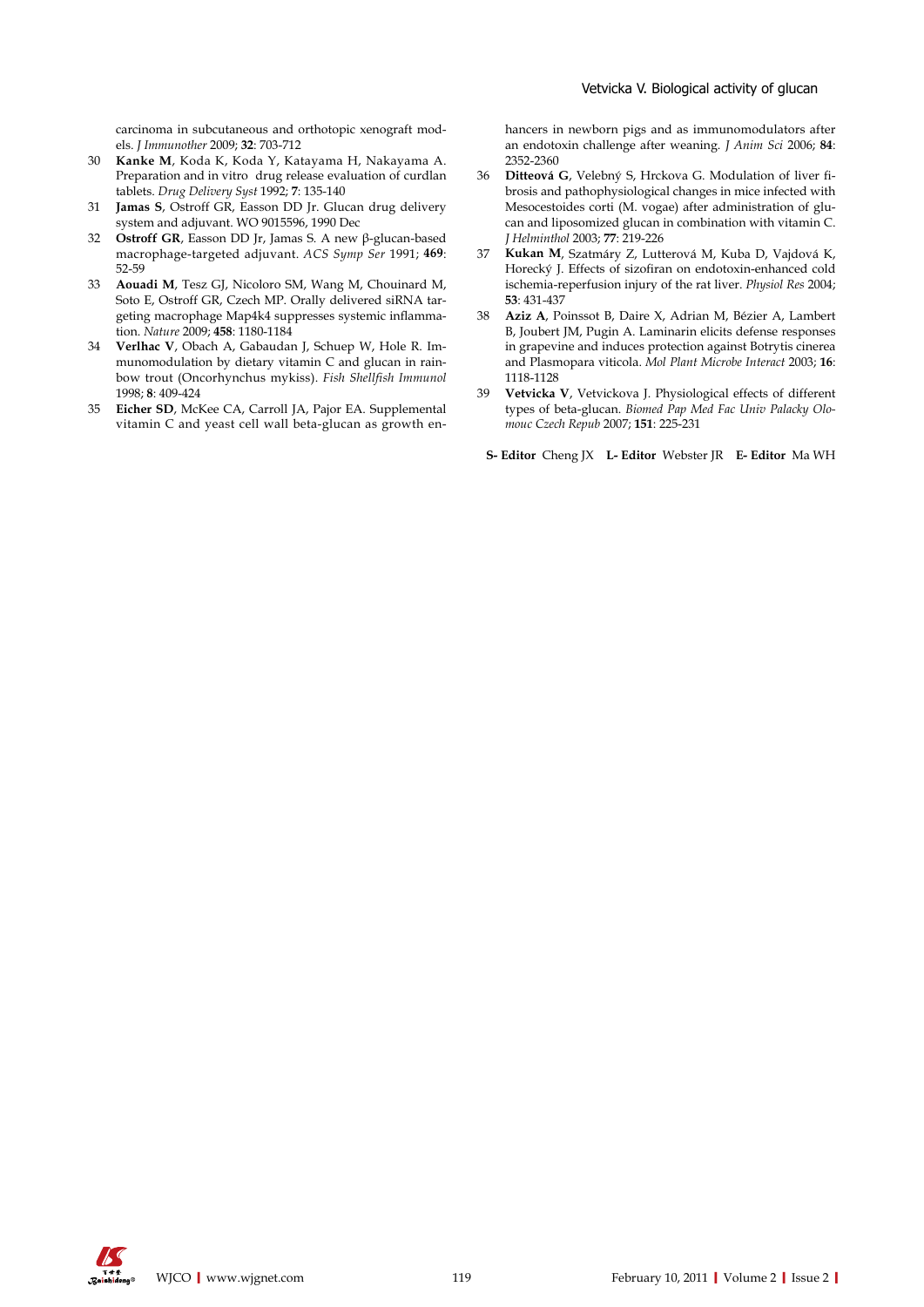carcinoma in subcutaneous and orthotopic xenograft models. *J Immunother* 2009; **32**: 703-712

30 **Kanke M**, Koda K, Koda Y, Katayama H, Nakayama A. Preparation and in vitro drug release evaluation of curdlan tablets. *Drug Delivery Syst* 1992; **7**: 135-140

31 **Jamas S**, Ostroff GR, Easson DD Jr. Glucan drug delivery system and adjuvant. WO 9015596, 1990 Dec

32 **Ostroff GR**, Easson DD Jr, Jamas S. A new β-glucan-based macrophage-targeted adjuvant. *ACS Symp Ser* 1991; **469**: 52-59

33 **Aouadi M**, Tesz GJ, Nicoloro SM, Wang M, Chouinard M, Soto E, Ostroff GR, Czech MP. Orally delivered siRNA targeting macrophage Map4k4 suppresses systemic inflammation. *Nature* 2009; **458**: 1180-1184

34 **Verlhac V**, Obach A, Gabaudan J, Schuep W, Hole R. Immunomodulation by dietary vitamin C and glucan in rainbow trout (Oncorhynchus mykiss). *Fish Shellfish Immunol* 1998; **8**: 409-424

35 **Eicher SD**, McKee CA, Carroll JA, Pajor EA. Supplemental vitamin C and yeast cell wall beta-glucan as growth enhancers in newborn pigs and as immunomodulators after an endotoxin challenge after weaning. *J Anim Sci* 2006; **84**: 2352-2360

36 **Ditteová G**, Velebný S, Hrckova G. Modulation of liver fibrosis and pathophysiological changes in mice infected with Mesocestoides corti (M. vogae) after administration of glucan and liposomized glucan in combination with vitamin C. *J Helminthol* 2003; **77**: 219-226

37 **Kukan M**, Szatmáry Z, Lutterová M, Kuba D, Vajdová K, Horecký J. Effects of sizofiran on endotoxin-enhanced cold ischemia-reperfusion injury of the rat liver. *Physiol Res* 2004; **53**: 431-437

38 **Aziz A**, Poinssot B, Daire X, Adrian M, Bézier A, Lambert B, Joubert JM, Pugin A. Laminarin elicits defense responses in grapevine and induces protection against Botrytis cinerea and Plasmopara viticola. *Mol Plant Microbe Interact* 2003; **16**: 1118-1128

39 **Vetvicka V**, Vetvickova J. Physiological effects of different types of beta-glucan. *Biomed Pap Med Fac Univ Palacky Olomouc Czech Repub* 2007; **151**: 225-231

**S- Editor** Cheng JX **L- Editor** Webster JR **E- Editor** Ma WH